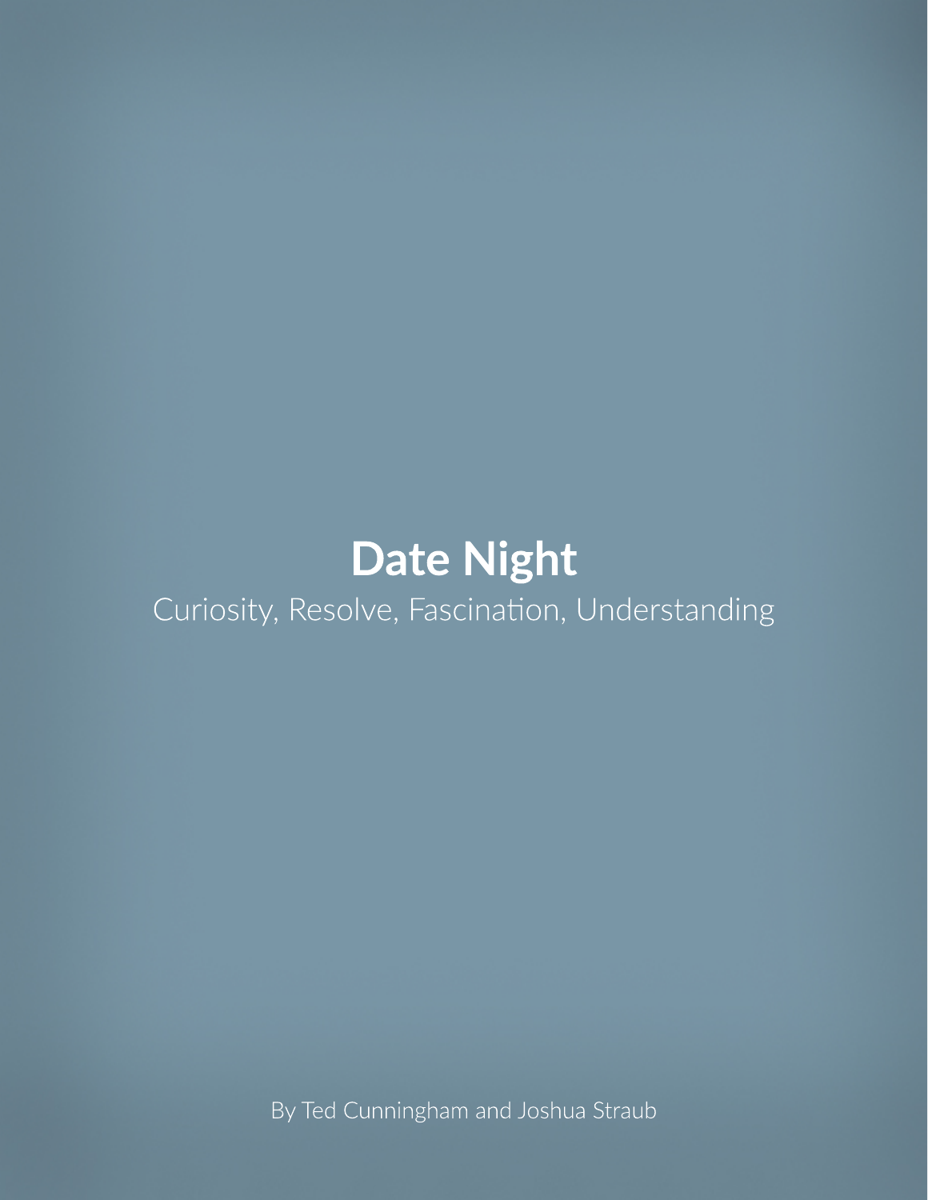# Date Night

Curiosity, Resolve, Fascination, Understanding

By Ted Cunningham and Joshua Straub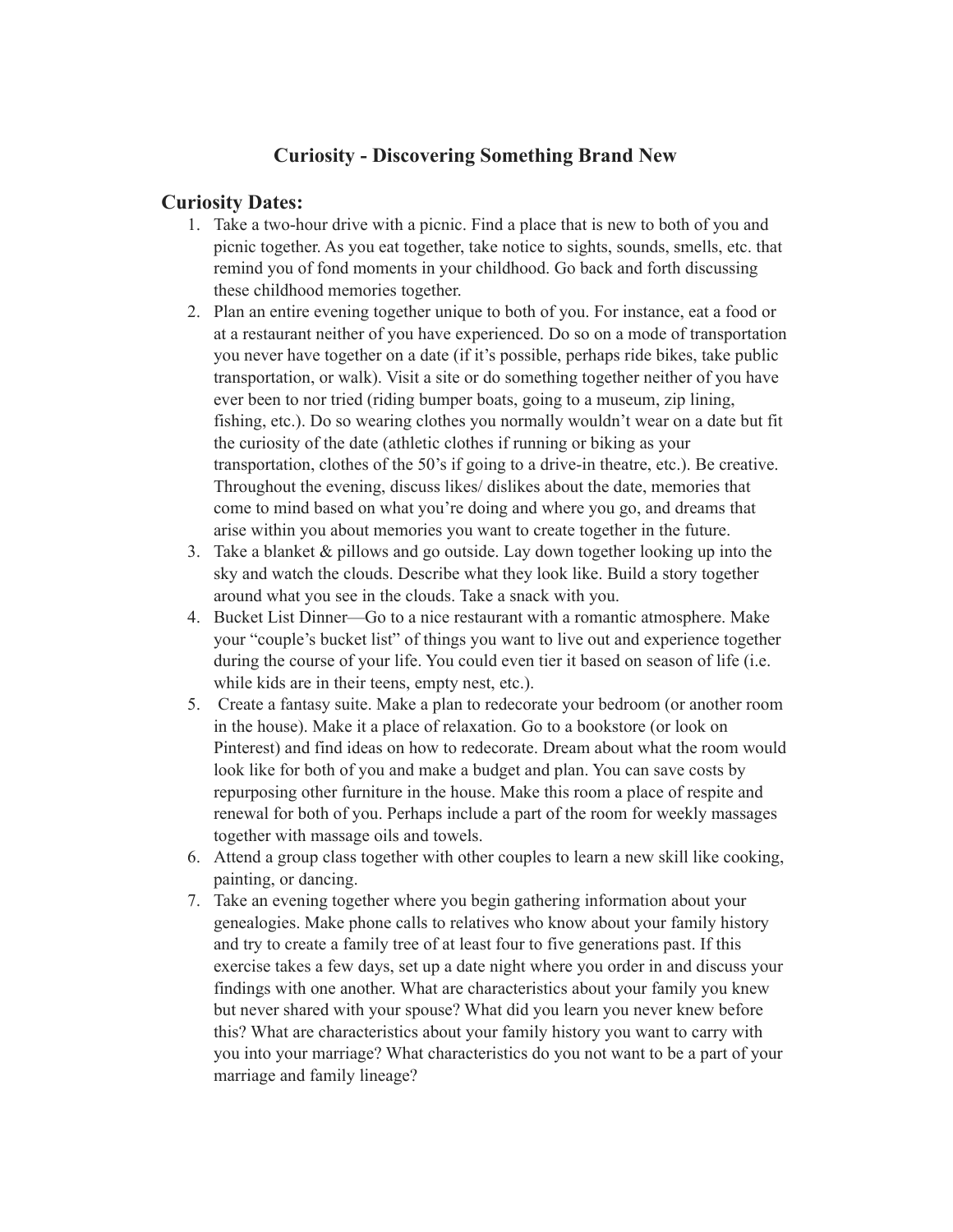# Curiosity - Discovering Something Brand New

## Curiosity Dates:

1. Take a two-hour drive with a picnic. Find a place that is new to both of you and picnic together. As you eat together, take notice to sights, sounds, smells, etc. that remind you of fond moments in your childhood. Go back and forth discussing these childhood memories together.
2. Plan an entire evening together unique to both of you. For instance, eat a food or at a restaurant neither of you have experienced. Do so on a mode of transportation you never have together on a date (if it's possible, perhaps ride bikes, take public transportation, or walk). Visit a site or do something together neither of you have ever been to nor tried (riding bumper boats, going to a museum, zip lining, fishing, etc.). Do so wearing clothes you normally wouldn't wear on a date but fit the curiosity of the date (athletic clothes if running or biking as your transportation, clothes of the 50's if going to a drive-in theatre, etc.). Be creative. Throughout the evening, discuss likes/ dislikes about the date, memories that come to mind based on what you're doing and where you go, and dreams that arise within you about memories you want to create together in the future.
3. Take a blanket & pillows and go outside. Lay down together looking up into the sky and watch the clouds. Describe what they look like. Build a story together around what you see in the clouds. Take a snack with you.
4. Bucket List Dinner—Go to a nice restaurant with a romantic atmosphere. Make your "couple's bucket list" of things you want to live out and experience together during the course of your life. You could even tier it based on season of life (i.e. while kids are in their teens, empty nest, etc.).
5. Create a fantasy suite. Make a plan to redecorate your bedroom (or another room in the house). Make it a place of relaxation. Go to a bookstore (or look on Pinterest) and find ideas on how to redecorate. Dream about what the room would look like for both of you and make a budget and plan. You can save costs by repurposing other furniture in the house. Make this room a place of respite and renewal for both of you. Perhaps include a part of the room for weekly massages together with massage oils and towels.
6. Attend a group class together with other couples to learn a new skill like cooking, painting, or dancing.
7. Take an evening together where you begin gathering information about your genealogies. Make phone calls to relatives who know about your family history and try to create a family tree of at least four to five generations past. If this exercise takes a few days, set up a date night where you order in and discuss your findings with one another. What are characteristics about your family you knew but never shared with your spouse? What did you learn you never knew before this? What are characteristics about your family history you want to carry with you into your marriage? What characteristics do you not want to be a part of your marriage and family lineage?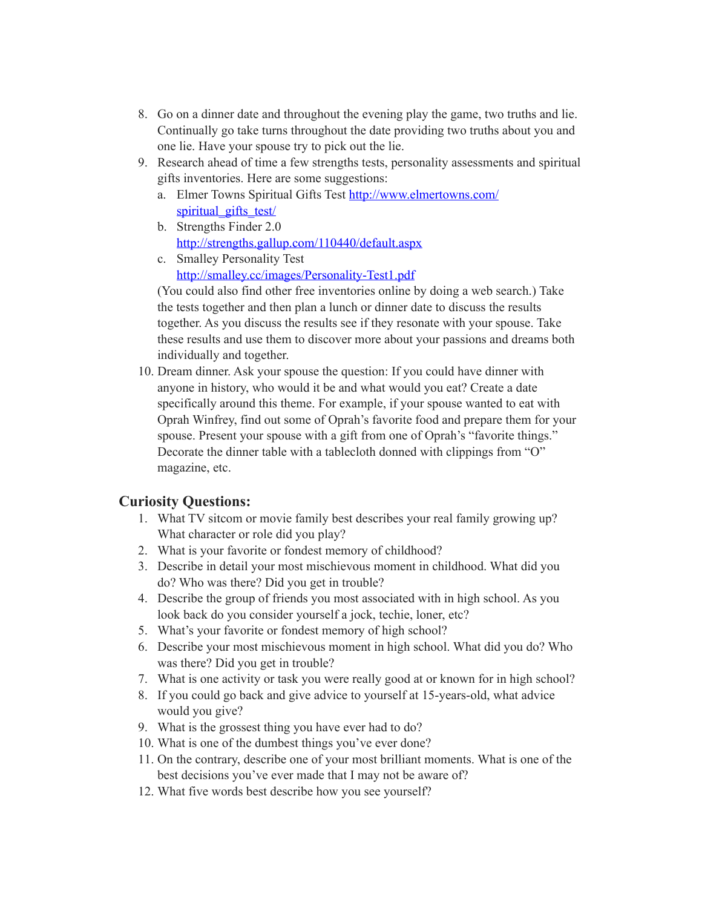8. Go on a dinner date and throughout the evening play the game, two truths and lie. Continually go take turns throughout the date providing two truths about you and one lie. Have your spouse try to pick out the lie.
9. Research ahead of time a few strengths tests, personality assessments and spiritual gifts inventories. Here are some suggestions:
   a. Elmer Towns Spiritual Gifts Test [http://www.elmertowns.com/spiritual_gifts_test/](http://www.elmertowns.com/spiritual_gifts_test/)
   b. Strengths Finder 2.0 [http://strengths.gallup.com/110440/default.aspx](http://strengths.gallup.com/110440/default.aspx)
   c. Smalley Personality Test [http://smalley.cc/images/Personality-Test1.pdf](http://smalley.cc/images/Personality-Test1.pdf)

   (You could also find other free inventories online by doing a web search.) Take the tests together and then plan a lunch or dinner date to discuss the results together. As you discuss the results see if they resonate with your spouse. Take these results and use them to discover more about your passions and dreams both individually and together.
10. Dream dinner. Ask your spouse the question: If you could have dinner with anyone in history, who would it be and what would you eat? Create a date specifically around this theme. For example, if your spouse wanted to eat with Oprah Winfrey, find out some of Oprah's favorite food and prepare them for your spouse. Present your spouse with a gift from one of Oprah's "favorite things." Decorate the dinner table with a tablecloth donned with clippings from "O" magazine, etc.

## Curiosity Questions:

1. What TV sitcom or movie family best describes your real family growing up? What character or role did you play?
2. What is your favorite or fondest memory of childhood?
3. Describe in detail your most mischievous moment in childhood. What did you do? Who was there? Did you get in trouble?
4. Describe the group of friends you most associated with in high school. As you look back do you consider yourself a jock, techie, loner, etc?
5. What's your favorite or fondest memory of high school?
6. Describe your most mischievous moment in high school. What did you do? Who was there? Did you get in trouble?
7. What is one activity or task you were really good at or known for in high school?
8. If you could go back and give advice to yourself at 15-years-old, what advice would you give?
9. What is the grossest thing you have ever had to do?
10. What is one of the dumbest things you've ever done?
11. On the contrary, describe one of your most brilliant moments. What is one of the best decisions you've ever made that I may not be aware of?
12. What five words best describe how you see yourself?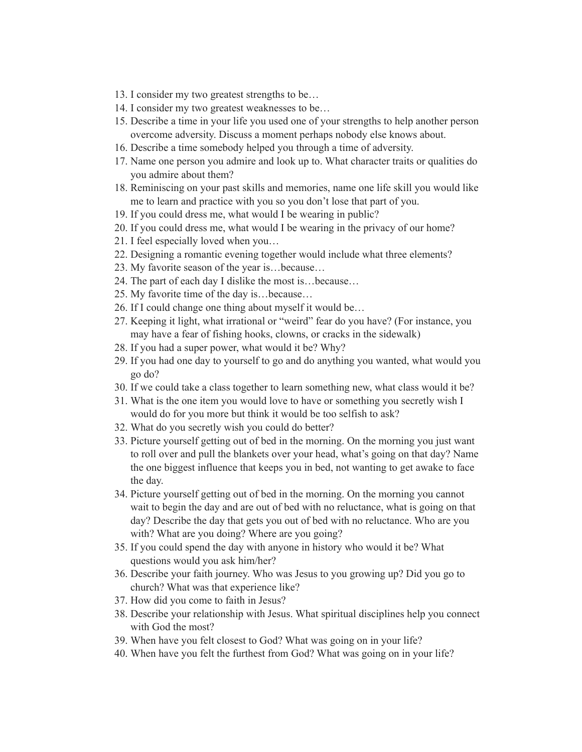13. I consider my two greatest strengths to be…
14. I consider my two greatest weaknesses to be…
15. Describe a time in your life you used one of your strengths to help another person overcome adversity. Discuss a moment perhaps nobody else knows about.
16. Describe a time somebody helped you through a time of adversity.
17. Name one person you admire and look up to. What character traits or qualities do you admire about them?
18. Reminiscing on your past skills and memories, name one life skill you would like me to learn and practice with you so you don't lose that part of you.
19. If you could dress me, what would I be wearing in public?
20. If you could dress me, what would I be wearing in the privacy of our home?
21. I feel especially loved when you…
22. Designing a romantic evening together would include what three elements?
23. My favorite season of the year is…because…
24. The part of each day I dislike the most is…because…
25. My favorite time of the day is…because…
26. If I could change one thing about myself it would be…
27. Keeping it light, what irrational or "weird" fear do you have? (For instance, you may have a fear of fishing hooks, clowns, or cracks in the sidewalk)
28. If you had a super power, what would it be? Why?
29. If you had one day to yourself to go and do anything you wanted, what would you go do?
30. If we could take a class together to learn something new, what class would it be?
31. What is the one item you would love to have or something you secretly wish I would do for you more but think it would be too selfish to ask?
32. What do you secretly wish you could do better?
33. Picture yourself getting out of bed in the morning. On the morning you just want to roll over and pull the blankets over your head, what's going on that day? Name the one biggest influence that keeps you in bed, not wanting to get awake to face the day.
34. Picture yourself getting out of bed in the morning. On the morning you cannot wait to begin the day and are out of bed with no reluctance, what is going on that day? Describe the day that gets you out of bed with no reluctance. Who are you with? What are you doing? Where are you going?
35. If you could spend the day with anyone in history who would it be? What questions would you ask him/her?
36. Describe your faith journey. Who was Jesus to you growing up? Did you go to church? What was that experience like?
37. How did you come to faith in Jesus?
38. Describe your relationship with Jesus. What spiritual disciplines help you connect with God the most?
39. When have you felt closest to God? What was going on in your life?
40. When have you felt the furthest from God? What was going on in your life?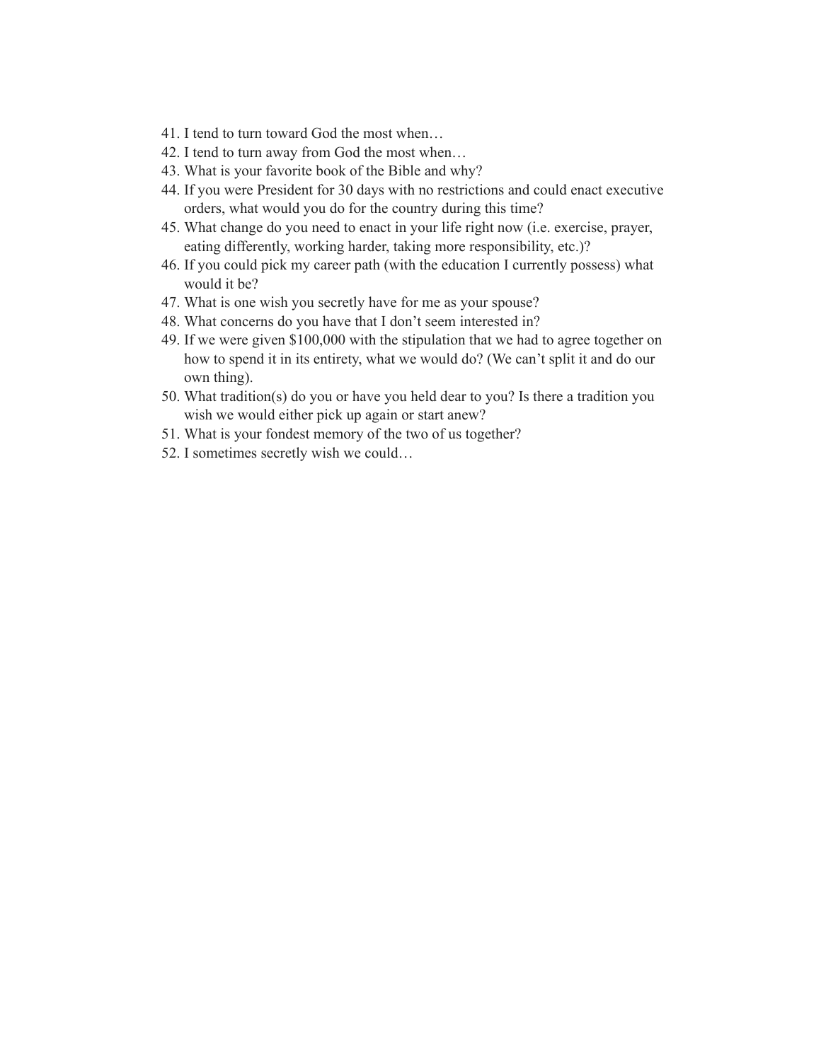41. I tend to turn toward God the most when…
42. I tend to turn away from God the most when…
43. What is your favorite book of the Bible and why?
44. If you were President for 30 days with no restrictions and could enact executive orders, what would you do for the country during this time?
45. What change do you need to enact in your life right now (i.e. exercise, prayer, eating differently, working harder, taking more responsibility, etc.)?
46. If you could pick my career path (with the education I currently possess) what would it be?
47. What is one wish you secretly have for me as your spouse?
48. What concerns do you have that I don't seem interested in?
49. If we were given $100,000 with the stipulation that we had to agree together on how to spend it in its entirety, what we would do? (We can't split it and do our own thing).
50. What tradition(s) do you or have you held dear to you? Is there a tradition you wish we would either pick up again or start anew?
51. What is your fondest memory of the two of us together?
52. I sometimes secretly wish we could…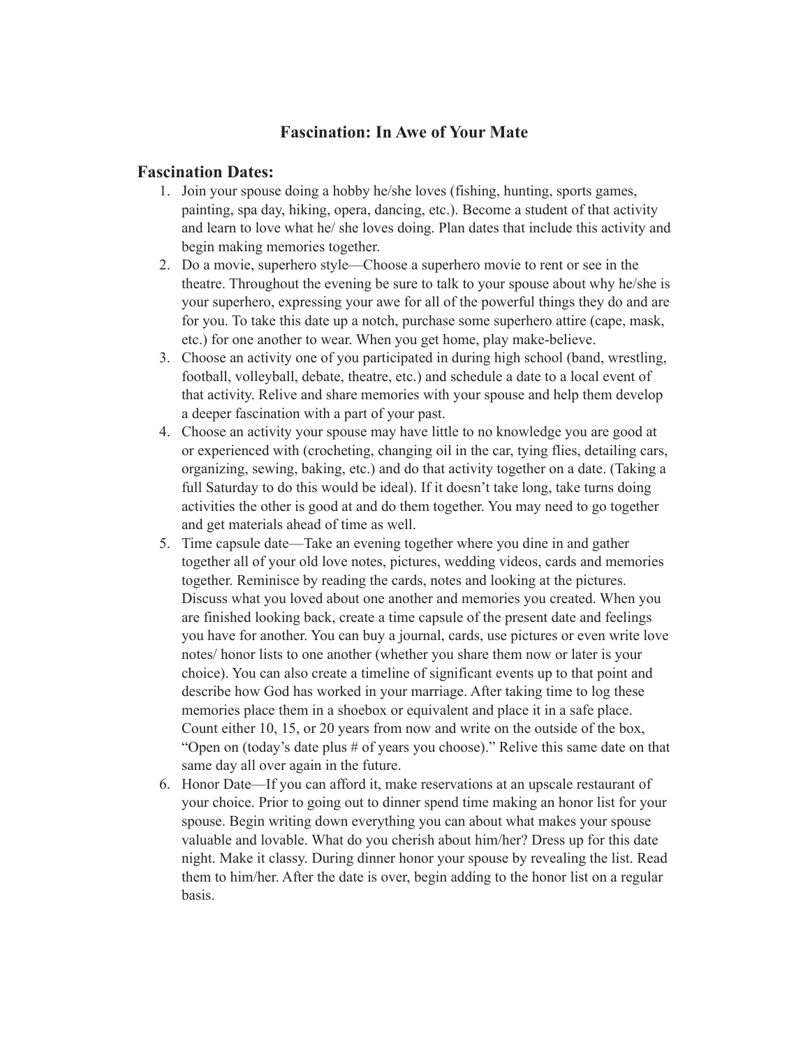# Fascination: In Awe of Your Mate

## Fascination Dates:

1. Join your spouse doing a hobby he/she loves (fishing, hunting, sports games, painting, spa day, hiking, opera, dancing, etc.). Become a student of that activity and learn to love what he/ she loves doing. Plan dates that include this activity and begin making memories together.
2. Do a movie, superhero style—Choose a superhero movie to rent or see in the theatre. Throughout the evening be sure to talk to your spouse about why he/she is your superhero, expressing your awe for all of the powerful things they do and are for you. To take this date up a notch, purchase some superhero attire (cape, mask, etc.) for one another to wear. When you get home, play make-believe.
3. Choose an activity one of you participated in during high school (band, wrestling, football, volleyball, debate, theatre, etc.) and schedule a date to a local event of that activity. Relive and share memories with your spouse and help them develop a deeper fascination with a part of your past.
4. Choose an activity your spouse may have little to no knowledge you are good at or experienced with (crocheting, changing oil in the car, tying flies, detailing cars, organizing, sewing, baking, etc.) and do that activity together on a date. (Taking a full Saturday to do this would be ideal). If it doesn't take long, take turns doing activities the other is good at and do them together. You may need to go together and get materials ahead of time as well.
5. Time capsule date—Take an evening together where you dine in and gather together all of your old love notes, pictures, wedding videos, cards and memories together. Reminisce by reading the cards, notes and looking at the pictures. Discuss what you loved about one another and memories you created. When you are finished looking back, create a time capsule of the present date and feelings you have for another. You can buy a journal, cards, use pictures or even write love notes/ honor lists to one another (whether you share them now or later is your choice). You can also create a timeline of significant events up to that point and describe how God has worked in your marriage. After taking time to log these memories place them in a shoebox or equivalent and place it in a safe place. Count either 10, 15, or 20 years from now and write on the outside of the box, "Open on (today's date plus # of years you choose)." Relive this same date on that same day all over again in the future.
6. Honor Date—If you can afford it, make reservations at an upscale restaurant of your choice. Prior to going out to dinner spend time making an honor list for your spouse. Begin writing down everything you can about what makes your spouse valuable and lovable. What do you cherish about him/her? Dress up for this date night. Make it classy. During dinner honor your spouse by revealing the list. Read them to him/her. After the date is over, begin adding to the honor list on a regular basis.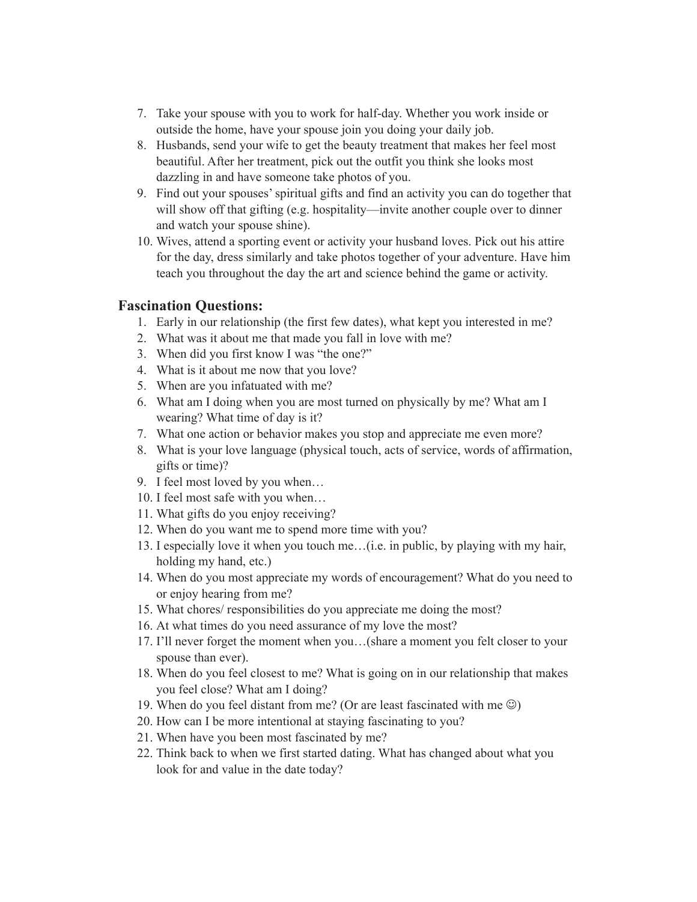7. Take your spouse with you to work for half-day. Whether you work inside or outside the home, have your spouse join you doing your daily job.
8. Husbands, send your wife to get the beauty treatment that makes her feel most beautiful. After her treatment, pick out the outfit you think she looks most dazzling in and have someone take photos of you.
9. Find out your spouses' spiritual gifts and find an activity you can do together that will show off that gifting (e.g. hospitality—invite another couple over to dinner and watch your spouse shine).
10. Wives, attend a sporting event or activity your husband loves. Pick out his attire for the day, dress similarly and take photos together of your adventure. Have him teach you throughout the day the art and science behind the game or activity.

## Fascination Questions:

1. Early in our relationship (the first few dates), what kept you interested in me?
2. What was it about me that made you fall in love with me?
3. When did you first know I was "the one?"
4. What is it about me now that you love?
5. When are you infatuated with me?
6. What am I doing when you are most turned on physically by me? What am I wearing? What time of day is it?
7. What one action or behavior makes you stop and appreciate me even more?
8. What is your love language (physical touch, acts of service, words of affirmation, gifts or time)?
9. I feel most loved by you when…
10. I feel most safe with you when…
11. What gifts do you enjoy receiving?
12. When do you want me to spend more time with you?
13. I especially love it when you touch me…(i.e. in public, by playing with my hair, holding my hand, etc.)
14. When do you most appreciate my words of encouragement? What do you need to or enjoy hearing from me?
15. What chores/ responsibilities do you appreciate me doing the most?
16. At what times do you need assurance of my love the most?
17. I'll never forget the moment when you…(share a moment you felt closer to your spouse than ever).
18. When do you feel closest to me? What is going on in our relationship that makes you feel close? What am I doing?
19. When do you feel distant from me? (Or are least fascinated with me ☺)
20. How can I be more intentional at staying fascinating to you?
21. When have you been most fascinated by me?
22. Think back to when we first started dating. What has changed about what you look for and value in the date today?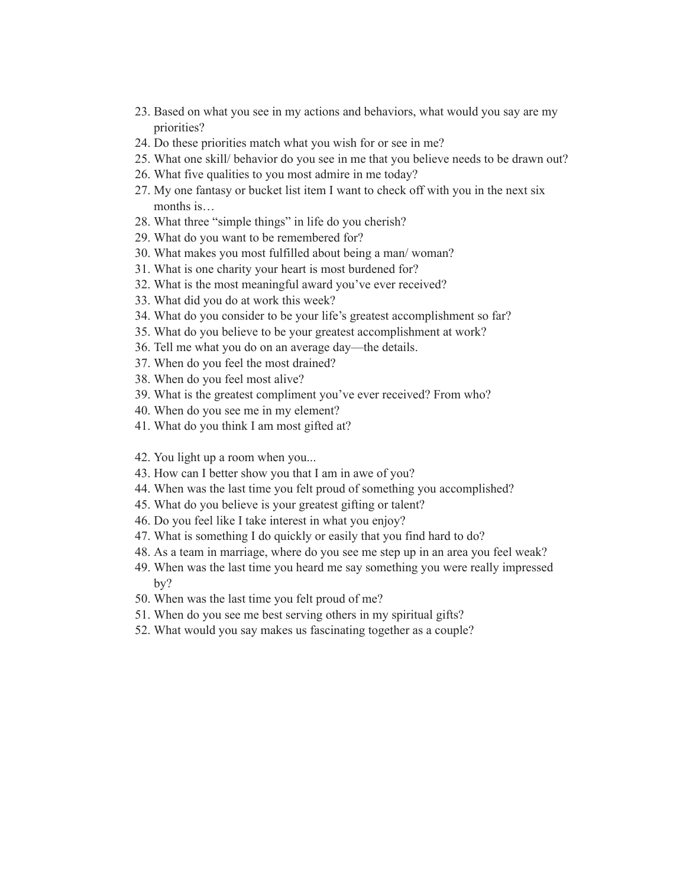23. Based on what you see in my actions and behaviors, what would you say are my priorities?
24. Do these priorities match what you wish for or see in me?
25. What one skill/ behavior do you see in me that you believe needs to be drawn out?
26. What five qualities to you most admire in me today?
27. My one fantasy or bucket list item I want to check off with you in the next six months is…
28. What three "simple things" in life do you cherish?
29. What do you want to be remembered for?
30. What makes you most fulfilled about being a man/ woman?
31. What is one charity your heart is most burdened for?
32. What is the most meaningful award you've ever received?
33. What did you do at work this week?
34. What do you consider to be your life's greatest accomplishment so far?
35. What do you believe to be your greatest accomplishment at work?
36. Tell me what you do on an average day—the details.
37. When do you feel the most drained?
38. When do you feel most alive?
39. What is the greatest compliment you've ever received? From who?
40. When do you see me in my element?
41. What do you think I am most gifted at?

42. You light up a room when you...
43. How can I better show you that I am in awe of you?
44. When was the last time you felt proud of something you accomplished?
45. What do you believe is your greatest gifting or talent?
46. Do you feel like I take interest in what you enjoy?
47. What is something I do quickly or easily that you find hard to do?
48. As a team in marriage, where do you see me step up in an area you feel weak?
49. When was the last time you heard me say something you were really impressed by?
50. When was the last time you felt proud of me?
51. When do you see me best serving others in my spiritual gifts?
52. What would you say makes us fascinating together as a couple?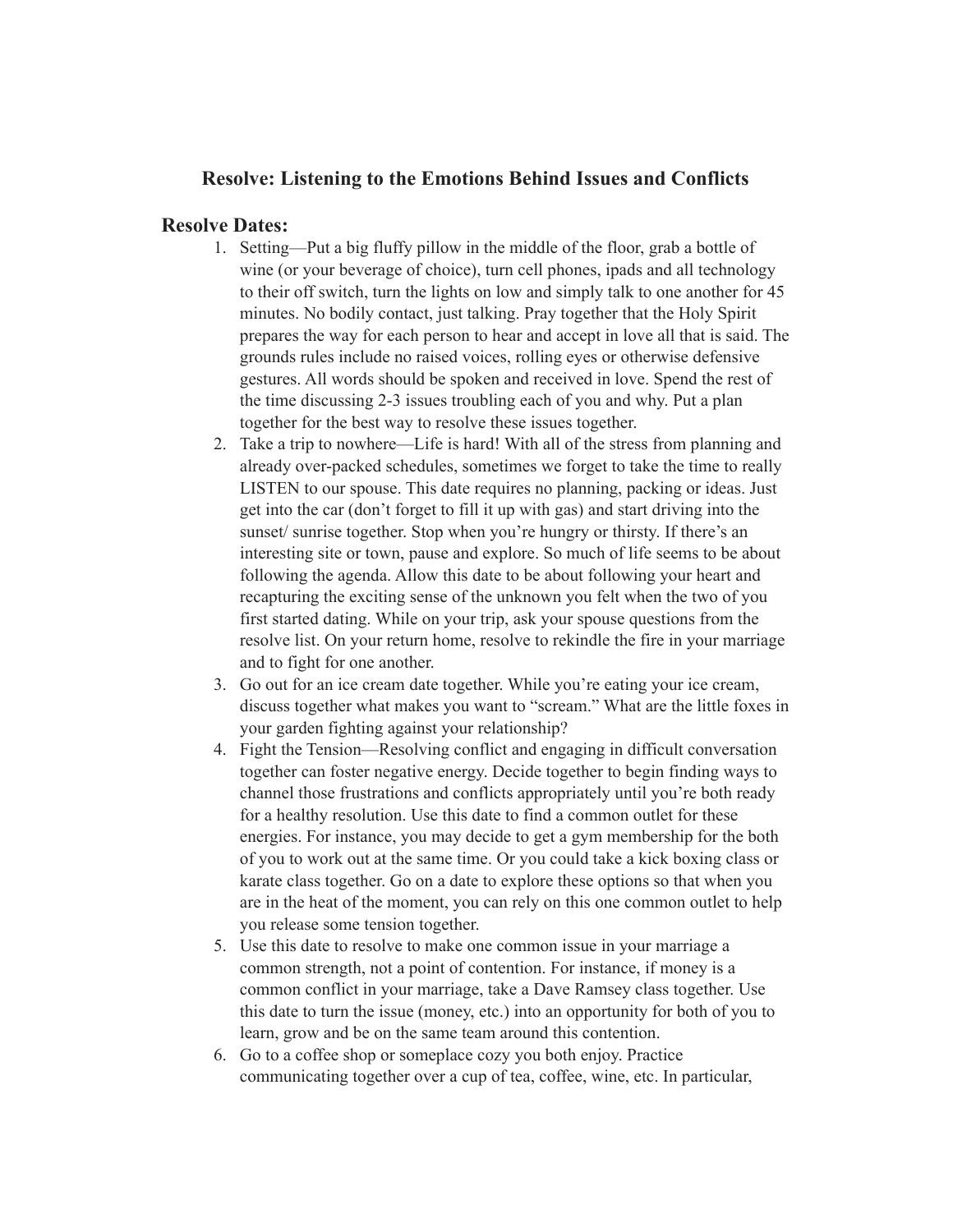## Resolve: Listening to the Emotions Behind Issues and Conflicts

### Resolve Dates:

1. Setting—Put a big fluffy pillow in the middle of the floor, grab a bottle of wine (or your beverage of choice), turn cell phones, ipads and all technology to their off switch, turn the lights on low and simply talk to one another for 45 minutes. No bodily contact, just talking. Pray together that the Holy Spirit prepares the way for each person to hear and accept in love all that is said. The grounds rules include no raised voices, rolling eyes or otherwise defensive gestures. All words should be spoken and received in love. Spend the rest of the time discussing 2-3 issues troubling each of you and why. Put a plan together for the best way to resolve these issues together.
2. Take a trip to nowhere—Life is hard! With all of the stress from planning and already over-packed schedules, sometimes we forget to take the time to really LISTEN to our spouse. This date requires no planning, packing or ideas. Just get into the car (don't forget to fill it up with gas) and start driving into the sunset/ sunrise together. Stop when you're hungry or thirsty. If there's an interesting site or town, pause and explore. So much of life seems to be about following the agenda. Allow this date to be about following your heart and recapturing the exciting sense of the unknown you felt when the two of you first started dating. While on your trip, ask your spouse questions from the resolve list. On your return home, resolve to rekindle the fire in your marriage and to fight for one another.
3. Go out for an ice cream date together. While you're eating your ice cream, discuss together what makes you want to "scream." What are the little foxes in your garden fighting against your relationship?
4. Fight the Tension—Resolving conflict and engaging in difficult conversation together can foster negative energy. Decide together to begin finding ways to channel those frustrations and conflicts appropriately until you're both ready for a healthy resolution. Use this date to find a common outlet for these energies. For instance, you may decide to get a gym membership for the both of you to work out at the same time. Or you could take a kick boxing class or karate class together. Go on a date to explore these options so that when you are in the heat of the moment, you can rely on this one common outlet to help you release some tension together.
5. Use this date to resolve to make one common issue in your marriage a common strength, not a point of contention. For instance, if money is a common conflict in your marriage, take a Dave Ramsey class together. Use this date to turn the issue (money, etc.) into an opportunity for both of you to learn, grow and be on the same team around this contention.
6. Go to a coffee shop or someplace cozy you both enjoy. Practice communicating together over a cup of tea, coffee, wine, etc. In particular,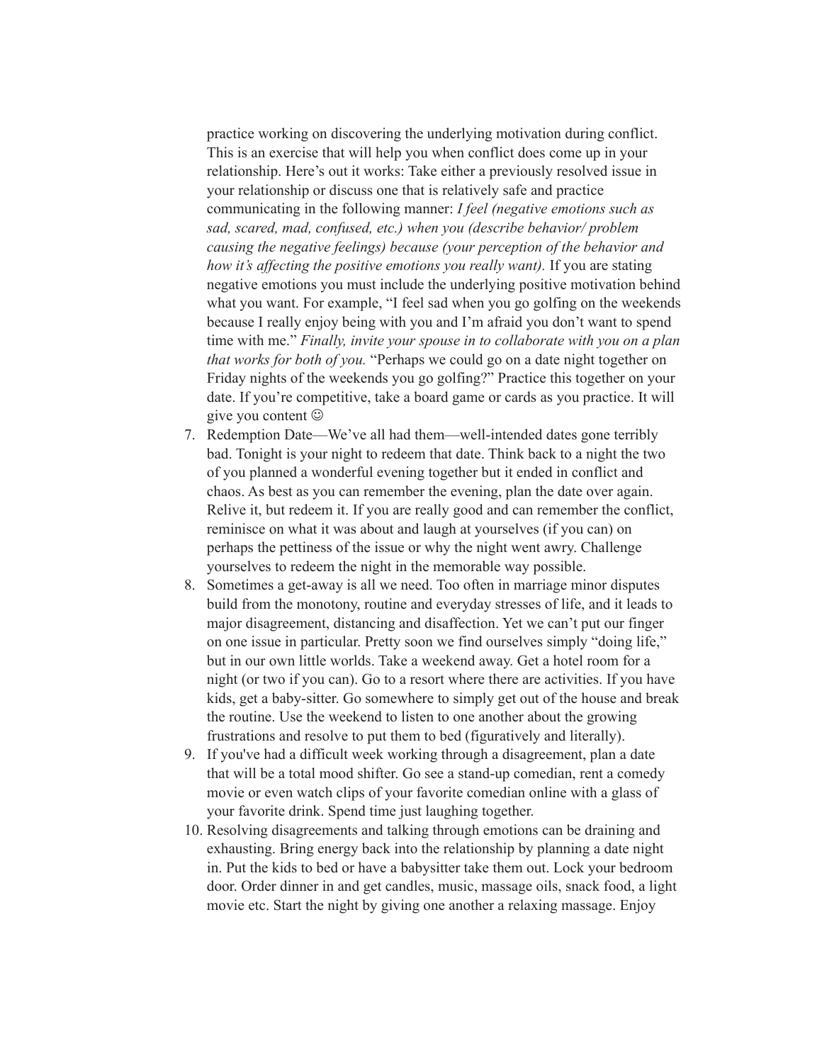practice working on discovering the underlying motivation during conflict. This is an exercise that will help you when conflict does come up in your relationship. Here's out it works: Take either a previously resolved issue in your relationship or discuss one that is relatively safe and practice communicating in the following manner: *I feel (negative emotions such as sad, scared, mad, confused, etc.) when you (describe behavior/ problem causing the negative feelings) because (your perception of the behavior and how it's affecting the positive emotions you really want).* If you are stating negative emotions you must include the underlying positive motivation behind what you want. For example, "I feel sad when you go golfing on the weekends because I really enjoy being with you and I'm afraid you don't want to spend time with me." *Finally, invite your spouse in to collaborate with you on a plan that works for both of you.* "Perhaps we could go on a date night together on Friday nights of the weekends you go golfing?" Practice this together on your date. If you're competitive, take a board game or cards as you practice. It will give you content ☺

7. Redemption Date—We've all had them—well-intended dates gone terribly bad. Tonight is your night to redeem that date. Think back to a night the two of you planned a wonderful evening together but it ended in conflict and chaos. As best as you can remember the evening, plan the date over again. Relive it, but redeem it. If you are really good and can remember the conflict, reminisce on what it was about and laugh at yourselves (if you can) on perhaps the pettiness of the issue or why the night went awry. Challenge yourselves to redeem the night in the memorable way possible.
8. Sometimes a get-away is all we need. Too often in marriage minor disputes build from the monotony, routine and everyday stresses of life, and it leads to major disagreement, distancing and disaffection. Yet we can't put our finger on one issue in particular. Pretty soon we find ourselves simply "doing life," but in our own little worlds. Take a weekend away. Get a hotel room for a night (or two if you can). Go to a resort where there are activities. If you have kids, get a baby-sitter. Go somewhere to simply get out of the house and break the routine. Use the weekend to listen to one another about the growing frustrations and resolve to put them to bed (figuratively and literally).
9. If you've had a difficult week working through a disagreement, plan a date that will be a total mood shifter. Go see a stand-up comedian, rent a comedy movie or even watch clips of your favorite comedian online with a glass of your favorite drink. Spend time just laughing together.
10. Resolving disagreements and talking through emotions can be draining and exhausting. Bring energy back into the relationship by planning a date night in. Put the kids to bed or have a babysitter take them out. Lock your bedroom door. Order dinner in and get candles, music, massage oils, snack food, a light movie etc. Start the night by giving one another a relaxing massage. Enjoy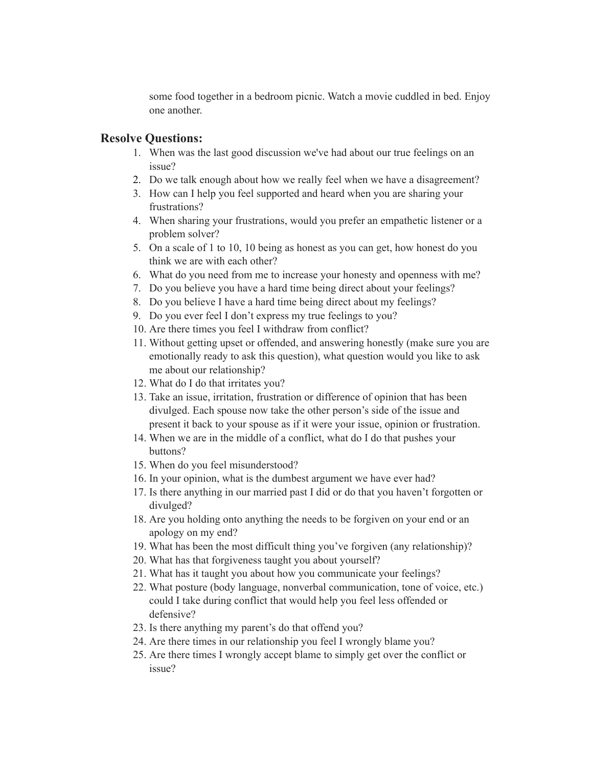some food together in a bedroom picnic. Watch a movie cuddled in bed. Enjoy one another.

## Resolve Questions:

1. When was the last good discussion we've had about our true feelings on an issue?
2. Do we talk enough about how we really feel when we have a disagreement?
3. How can I help you feel supported and heard when you are sharing your frustrations?
4. When sharing your frustrations, would you prefer an empathetic listener or a problem solver?
5. On a scale of 1 to 10, 10 being as honest as you can get, how honest do you think we are with each other?
6. What do you need from me to increase your honesty and openness with me?
7. Do you believe you have a hard time being direct about your feelings?
8. Do you believe I have a hard time being direct about my feelings?
9. Do you ever feel I don't express my true feelings to you?
10. Are there times you feel I withdraw from conflict?
11. Without getting upset or offended, and answering honestly (make sure you are emotionally ready to ask this question), what question would you like to ask me about our relationship?
12. What do I do that irritates you?
13. Take an issue, irritation, frustration or difference of opinion that has been divulged. Each spouse now take the other person's side of the issue and present it back to your spouse as if it were your issue, opinion or frustration.
14. When we are in the middle of a conflict, what do I do that pushes your buttons?
15. When do you feel misunderstood?
16. In your opinion, what is the dumbest argument we have ever had?
17. Is there anything in our married past I did or do that you haven't forgotten or divulged?
18. Are you holding onto anything the needs to be forgiven on your end or an apology on my end?
19. What has been the most difficult thing you've forgiven (any relationship)?
20. What has that forgiveness taught you about yourself?
21. What has it taught you about how you communicate your feelings?
22. What posture (body language, nonverbal communication, tone of voice, etc.) could I take during conflict that would help you feel less offended or defensive?
23. Is there anything my parent's do that offend you?
24. Are there times in our relationship you feel I wrongly blame you?
25. Are there times I wrongly accept blame to simply get over the conflict or issue?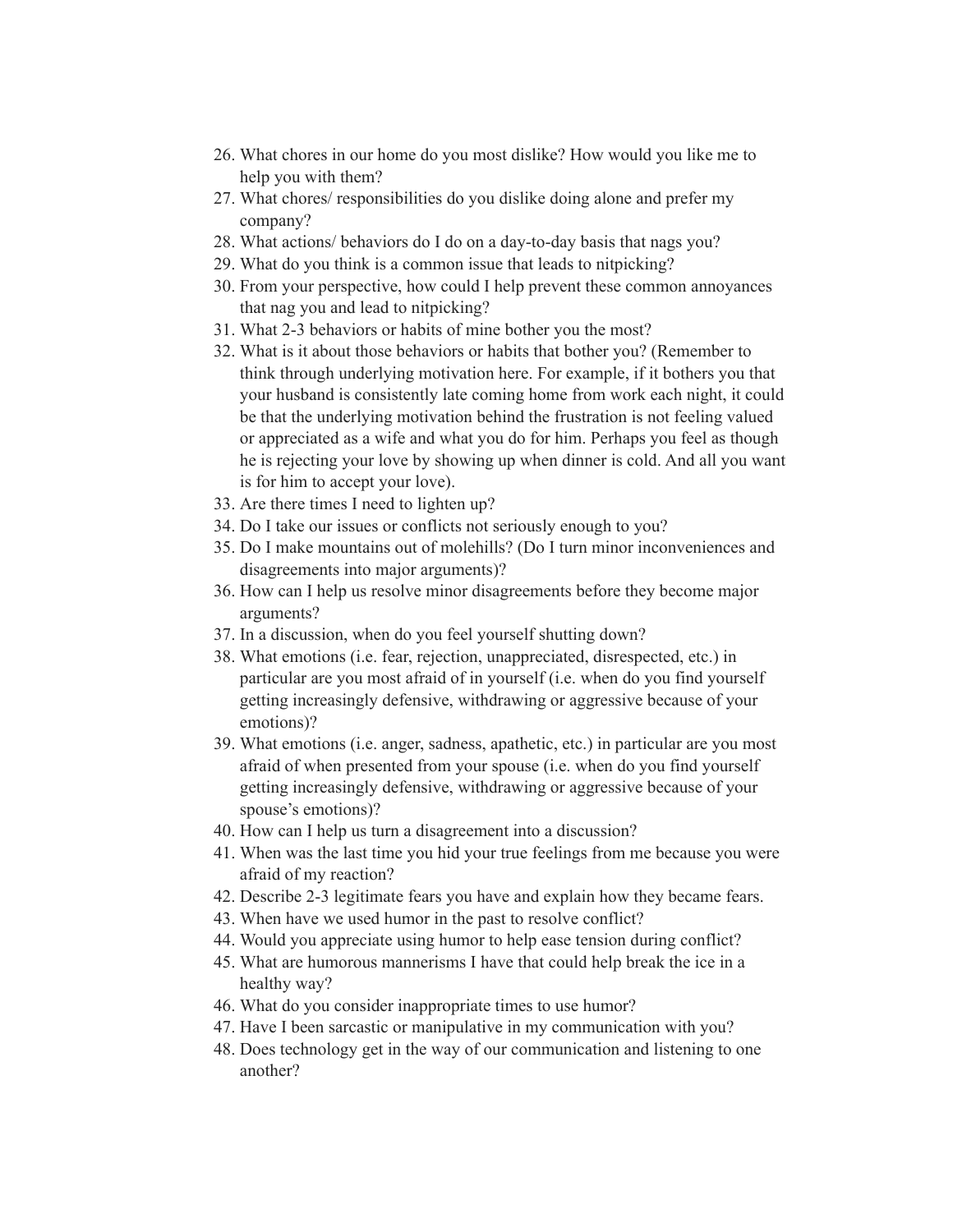26. What chores in our home do you most dislike? How would you like me to help you with them?
27. What chores/ responsibilities do you dislike doing alone and prefer my company?
28. What actions/ behaviors do I do on a day-to-day basis that nags you?
29. What do you think is a common issue that leads to nitpicking?
30. From your perspective, how could I help prevent these common annoyances that nag you and lead to nitpicking?
31. What 2-3 behaviors or habits of mine bother you the most?
32. What is it about those behaviors or habits that bother you? (Remember to think through underlying motivation here. For example, if it bothers you that your husband is consistently late coming home from work each night, it could be that the underlying motivation behind the frustration is not feeling valued or appreciated as a wife and what you do for him. Perhaps you feel as though he is rejecting your love by showing up when dinner is cold. And all you want is for him to accept your love).
33. Are there times I need to lighten up?
34. Do I take our issues or conflicts not seriously enough to you?
35. Do I make mountains out of molehills? (Do I turn minor inconveniences and disagreements into major arguments)?
36. How can I help us resolve minor disagreements before they become major arguments?
37. In a discussion, when do you feel yourself shutting down?
38. What emotions (i.e. fear, rejection, unappreciated, disrespected, etc.) in particular are you most afraid of in yourself (i.e. when do you find yourself getting increasingly defensive, withdrawing or aggressive because of your emotions)?
39. What emotions (i.e. anger, sadness, apathetic, etc.) in particular are you most afraid of when presented from your spouse (i.e. when do you find yourself getting increasingly defensive, withdrawing or aggressive because of your spouse's emotions)?
40. How can I help us turn a disagreement into a discussion?
41. When was the last time you hid your true feelings from me because you were afraid of my reaction?
42. Describe 2-3 legitimate fears you have and explain how they became fears.
43. When have we used humor in the past to resolve conflict?
44. Would you appreciate using humor to help ease tension during conflict?
45. What are humorous mannerisms I have that could help break the ice in a healthy way?
46. What do you consider inappropriate times to use humor?
47. Have I been sarcastic or manipulative in my communication with you?
48. Does technology get in the way of our communication and listening to one another?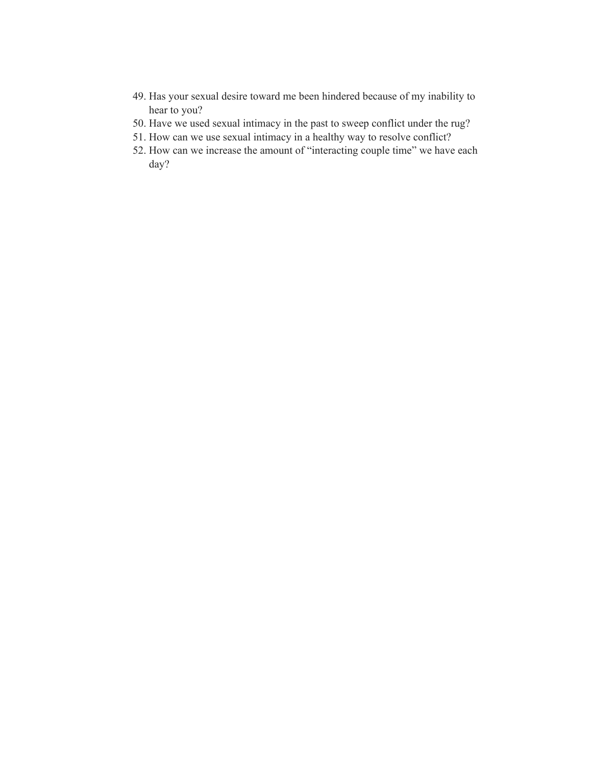49. Has your sexual desire toward me been hindered because of my inability to hear to you?
50. Have we used sexual intimacy in the past to sweep conflict under the rug?
51. How can we use sexual intimacy in a healthy way to resolve conflict?
52. How can we increase the amount of "interacting couple time" we have each day?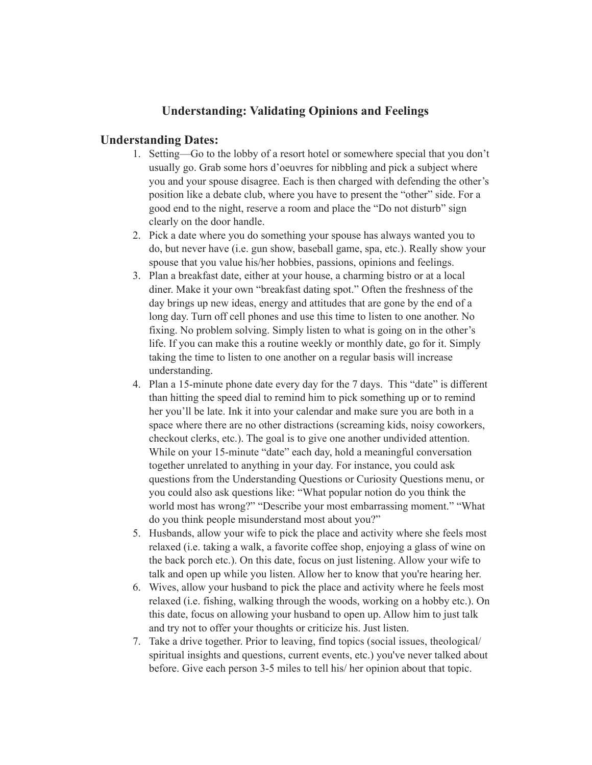# Understanding: Validating Opinions and Feelings

## Understanding Dates:

1. Setting—Go to the lobby of a resort hotel or somewhere special that you don't usually go. Grab some hors d'oeuvres for nibbling and pick a subject where you and your spouse disagree. Each is then charged with defending the other's position like a debate club, where you have to present the "other" side. For a good end to the night, reserve a room and place the "Do not disturb" sign clearly on the door handle.
2. Pick a date where you do something your spouse has always wanted you to do, but never have (i.e. gun show, baseball game, spa, etc.). Really show your spouse that you value his/her hobbies, passions, opinions and feelings.
3. Plan a breakfast date, either at your house, a charming bistro or at a local diner. Make it your own "breakfast dating spot." Often the freshness of the day brings up new ideas, energy and attitudes that are gone by the end of a long day. Turn off cell phones and use this time to listen to one another. No fixing. No problem solving. Simply listen to what is going on in the other's life. If you can make this a routine weekly or monthly date, go for it. Simply taking the time to listen to one another on a regular basis will increase understanding.
4. Plan a 15-minute phone date every day for the 7 days. This "date" is different than hitting the speed dial to remind him to pick something up or to remind her you'll be late. Ink it into your calendar and make sure you are both in a space where there are no other distractions (screaming kids, noisy coworkers, checkout clerks, etc.). The goal is to give one another undivided attention. While on your 15-minute "date" each day, hold a meaningful conversation together unrelated to anything in your day. For instance, you could ask questions from the Understanding Questions or Curiosity Questions menu, or you could also ask questions like: "What popular notion do you think the world most has wrong?" "Describe your most embarrassing moment." "What do you think people misunderstand most about you?"
5. Husbands, allow your wife to pick the place and activity where she feels most relaxed (i.e. taking a walk, a favorite coffee shop, enjoying a glass of wine on the back porch etc.). On this date, focus on just listening. Allow your wife to talk and open up while you listen. Allow her to know that you're hearing her.
6. Wives, allow your husband to pick the place and activity where he feels most relaxed (i.e. fishing, walking through the woods, working on a hobby etc.). On this date, focus on allowing your husband to open up. Allow him to just talk and try not to offer your thoughts or criticize his. Just listen.
7. Take a drive together. Prior to leaving, find topics (social issues, theological/ spiritual insights and questions, current events, etc.) you've never talked about before. Give each person 3-5 miles to tell his/ her opinion about that topic.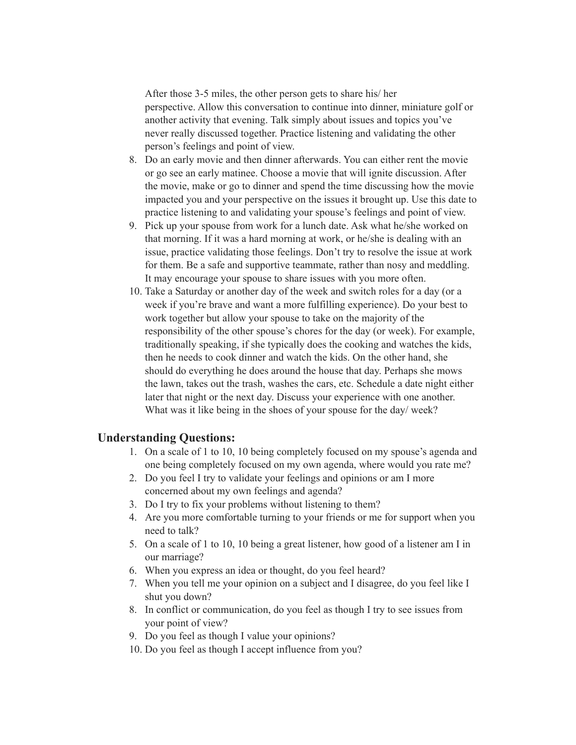After those 3-5 miles, the other person gets to share his/ her perspective. Allow this conversation to continue into dinner, miniature golf or another activity that evening. Talk simply about issues and topics you've never really discussed together. Practice listening and validating the other person's feelings and point of view.

8. Do an early movie and then dinner afterwards. You can either rent the movie or go see an early matinee. Choose a movie that will ignite discussion. After the movie, make or go to dinner and spend the time discussing how the movie impacted you and your perspective on the issues it brought up. Use this date to practice listening to and validating your spouse's feelings and point of view.
9. Pick up your spouse from work for a lunch date. Ask what he/she worked on that morning. If it was a hard morning at work, or he/she is dealing with an issue, practice validating those feelings. Don't try to resolve the issue at work for them. Be a safe and supportive teammate, rather than nosy and meddling. It may encourage your spouse to share issues with you more often.
10. Take a Saturday or another day of the week and switch roles for a day (or a week if you're brave and want a more fulfilling experience). Do your best to work together but allow your spouse to take on the majority of the responsibility of the other spouse's chores for the day (or week). For example, traditionally speaking, if she typically does the cooking and watches the kids, then he needs to cook dinner and watch the kids. On the other hand, she should do everything he does around the house that day. Perhaps she mows the lawn, takes out the trash, washes the cars, etc. Schedule a date night either later that night or the next day. Discuss your experience with one another. What was it like being in the shoes of your spouse for the day/ week?

## Understanding Questions:

1. On a scale of 1 to 10, 10 being completely focused on my spouse's agenda and one being completely focused on my own agenda, where would you rate me?
2. Do you feel I try to validate your feelings and opinions or am I more concerned about my own feelings and agenda?
3. Do I try to fix your problems without listening to them?
4. Are you more comfortable turning to your friends or me for support when you need to talk?
5. On a scale of 1 to 10, 10 being a great listener, how good of a listener am I in our marriage?
6. When you express an idea or thought, do you feel heard?
7. When you tell me your opinion on a subject and I disagree, do you feel like I shut you down?
8. In conflict or communication, do you feel as though I try to see issues from your point of view?
9. Do you feel as though I value your opinions?
10. Do you feel as though I accept influence from you?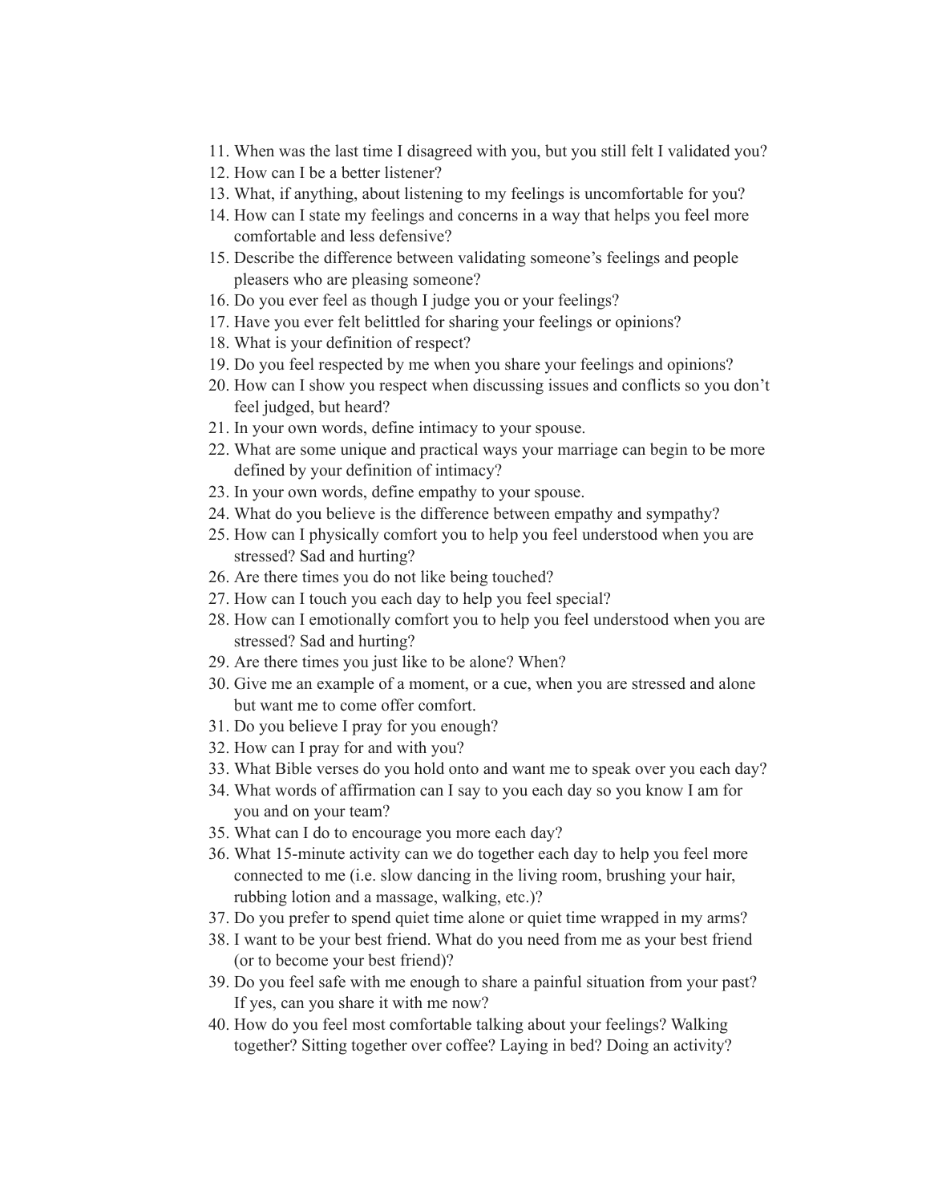11. When was the last time I disagreed with you, but you still felt I validated you?
12. How can I be a better listener?
13. What, if anything, about listening to my feelings is uncomfortable for you?
14. How can I state my feelings and concerns in a way that helps you feel more comfortable and less defensive?
15. Describe the difference between validating someone's feelings and people pleasers who are pleasing someone?
16. Do you ever feel as though I judge you or your feelings?
17. Have you ever felt belittled for sharing your feelings or opinions?
18. What is your definition of respect?
19. Do you feel respected by me when you share your feelings and opinions?
20. How can I show you respect when discussing issues and conflicts so you don't feel judged, but heard?
21. In your own words, define intimacy to your spouse.
22. What are some unique and practical ways your marriage can begin to be more defined by your definition of intimacy?
23. In your own words, define empathy to your spouse.
24. What do you believe is the difference between empathy and sympathy?
25. How can I physically comfort you to help you feel understood when you are stressed? Sad and hurting?
26. Are there times you do not like being touched?
27. How can I touch you each day to help you feel special?
28. How can I emotionally comfort you to help you feel understood when you are stressed? Sad and hurting?
29. Are there times you just like to be alone? When?
30. Give me an example of a moment, or a cue, when you are stressed and alone but want me to come offer comfort.
31. Do you believe I pray for you enough?
32. How can I pray for and with you?
33. What Bible verses do you hold onto and want me to speak over you each day?
34. What words of affirmation can I say to you each day so you know I am for you and on your team?
35. What can I do to encourage you more each day?
36. What 15-minute activity can we do together each day to help you feel more connected to me (i.e. slow dancing in the living room, brushing your hair, rubbing lotion and a massage, walking, etc.)?
37. Do you prefer to spend quiet time alone or quiet time wrapped in my arms?
38. I want to be your best friend. What do you need from me as your best friend (or to become your best friend)?
39. Do you feel safe with me enough to share a painful situation from your past? If yes, can you share it with me now?
40. How do you feel most comfortable talking about your feelings? Walking together? Sitting together over coffee? Laying in bed? Doing an activity?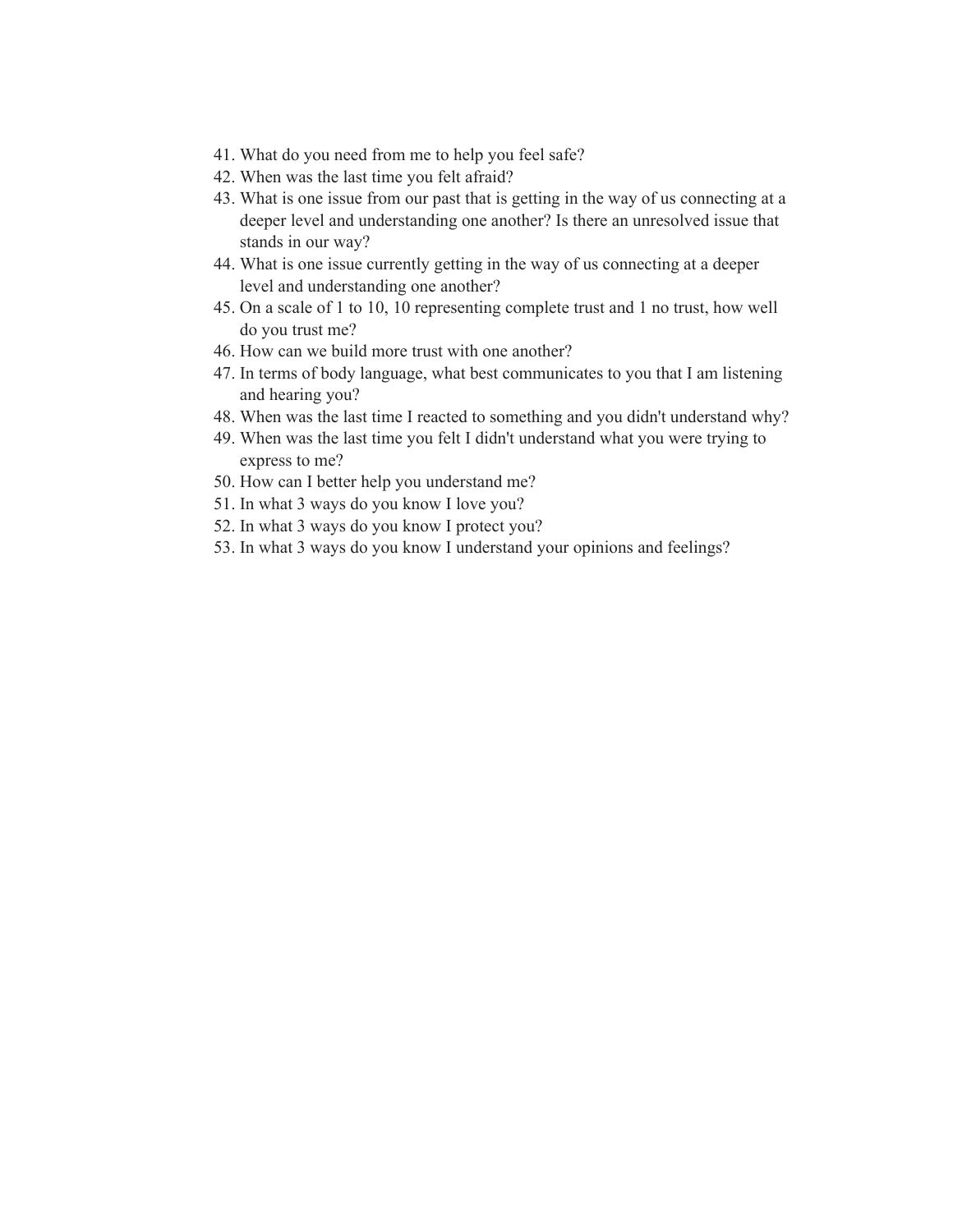41. What do you need from me to help you feel safe?
42. When was the last time you felt afraid?
43. What is one issue from our past that is getting in the way of us connecting at a deeper level and understanding one another? Is there an unresolved issue that stands in our way?
44. What is one issue currently getting in the way of us connecting at a deeper level and understanding one another?
45. On a scale of 1 to 10, 10 representing complete trust and 1 no trust, how well do you trust me?
46. How can we build more trust with one another?
47. In terms of body language, what best communicates to you that I am listening and hearing you?
48. When was the last time I reacted to something and you didn't understand why?
49. When was the last time you felt I didn't understand what you were trying to express to me?
50. How can I better help you understand me?
51. In what 3 ways do you know I love you?
52. In what 3 ways do you know I protect you?
53. In what 3 ways do you know I understand your opinions and feelings?